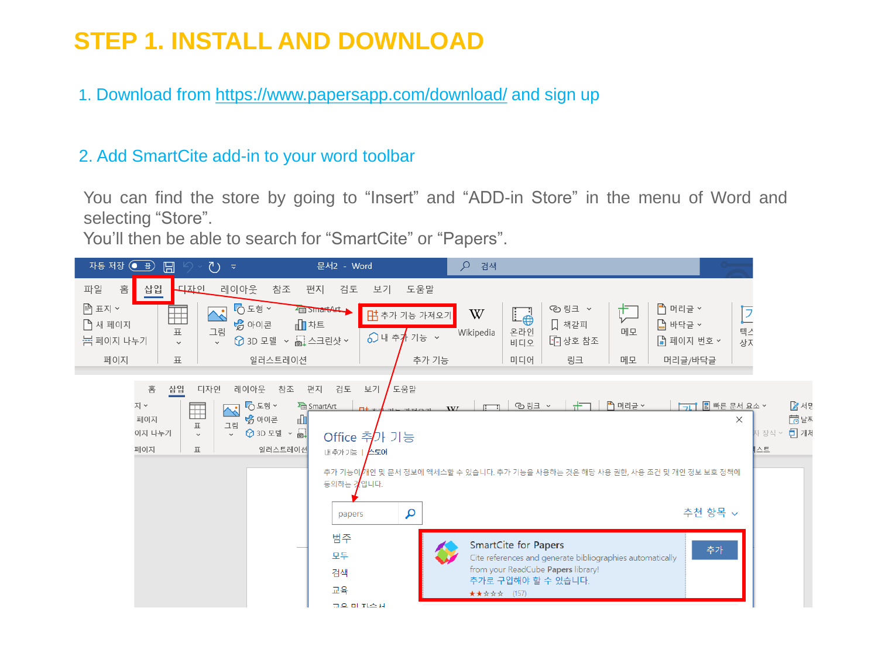# STEP 1. INSTALL AND DOWNLOAD

1. Download from https://www.papersapp.com/download/ and sign up

2. Add SmartCite add-in to your word toolbar

You can find the store by going to “Insert” and “ADD-in Store” in the menu of Word and selecting “Store”.
You’ll then be able to search for “SmartCite” or “Papers”.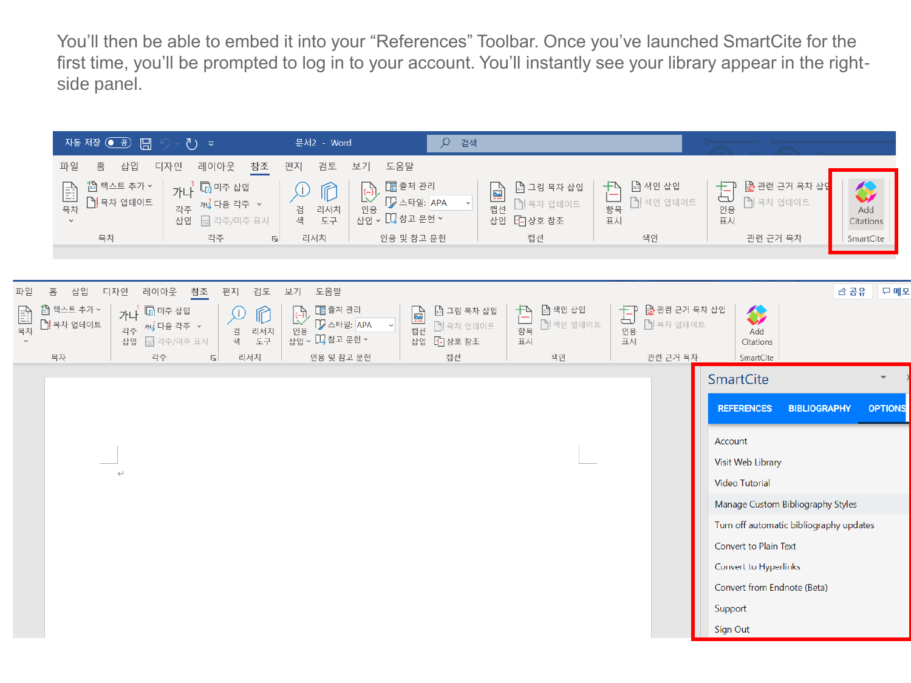You'll then be able to embed it into your "References" Toolbar. Once you've launched SmartCite for the first time, you'll be prompted to log in to your account. You'll instantly see your library appear in the right-side panel.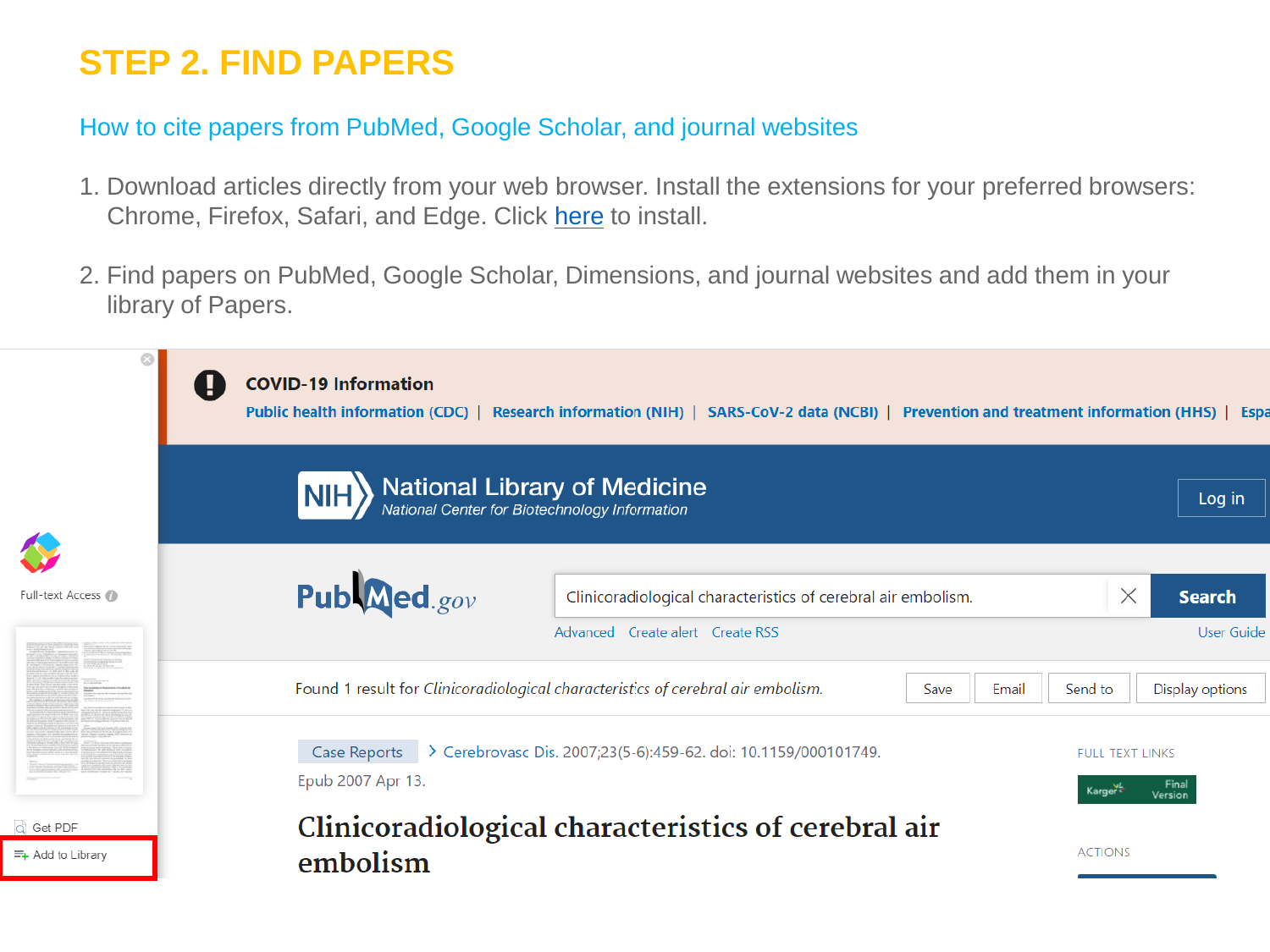# STEP 2. FIND PAPERS

## How to cite papers from PubMed, Google Scholar, and journal websites

1. Download articles directly from your web browser. Install the extensions for your preferred browsers: Chrome, Firefox, Safari, and Edge. Click here to install.

2. Find papers on PubMed, Google Scholar, Dimensions, and journal websites and add them in your library of Papers.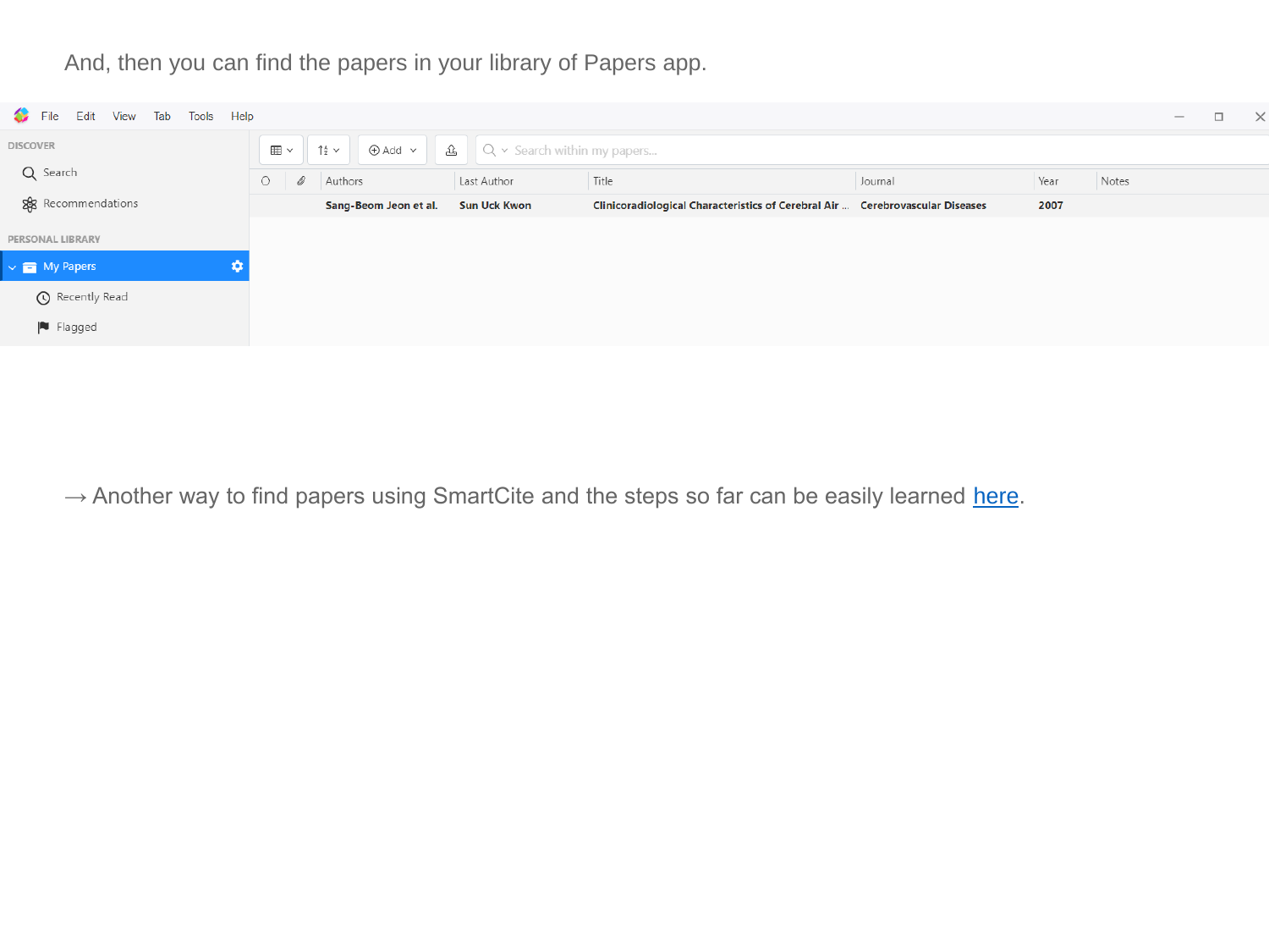And, then you can find the papers in your library of Papers app.

→ Another way to find papers using SmartCite and the steps so far can be easily learned here.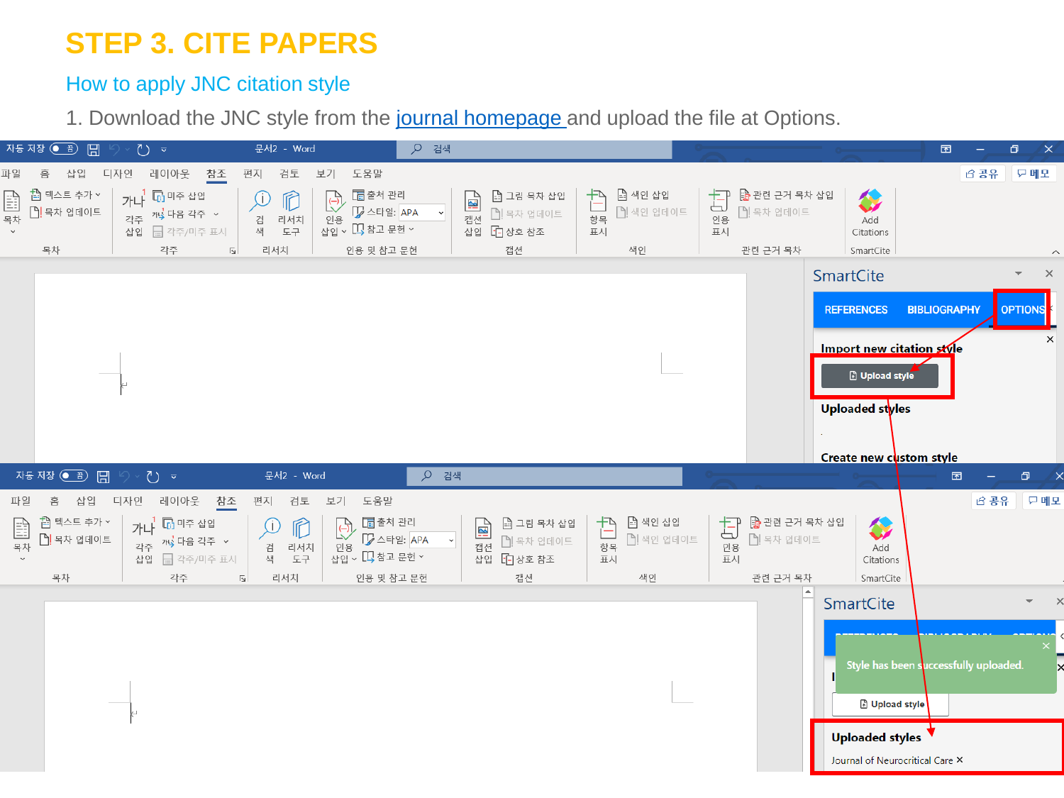# STEP 3. CITE PAPERS

## How to apply JNC citation style

1. Download the JNC style from the journal homepage and upload the file at Options.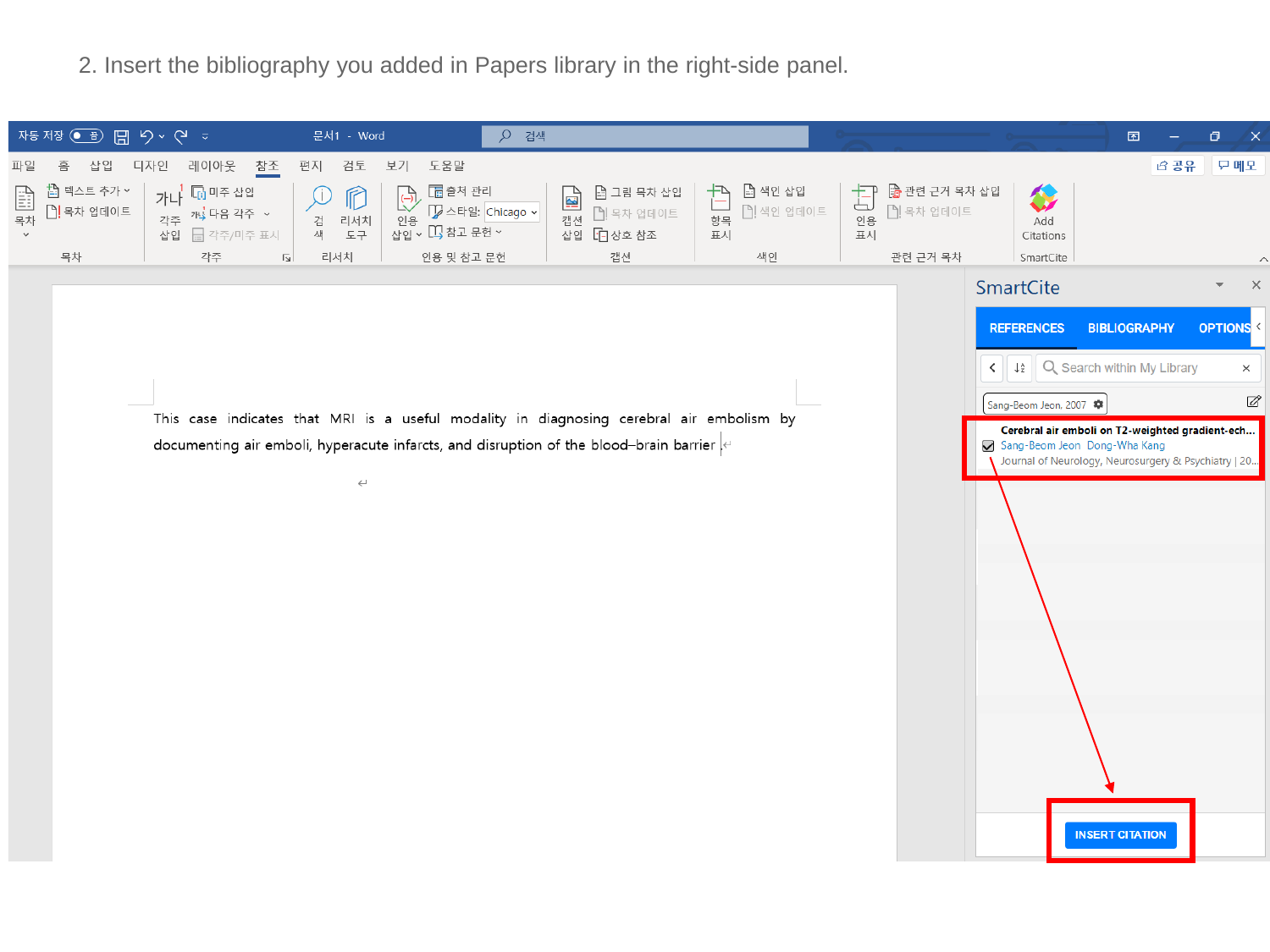2. Insert the bibliography you added in Papers library in the right-side panel.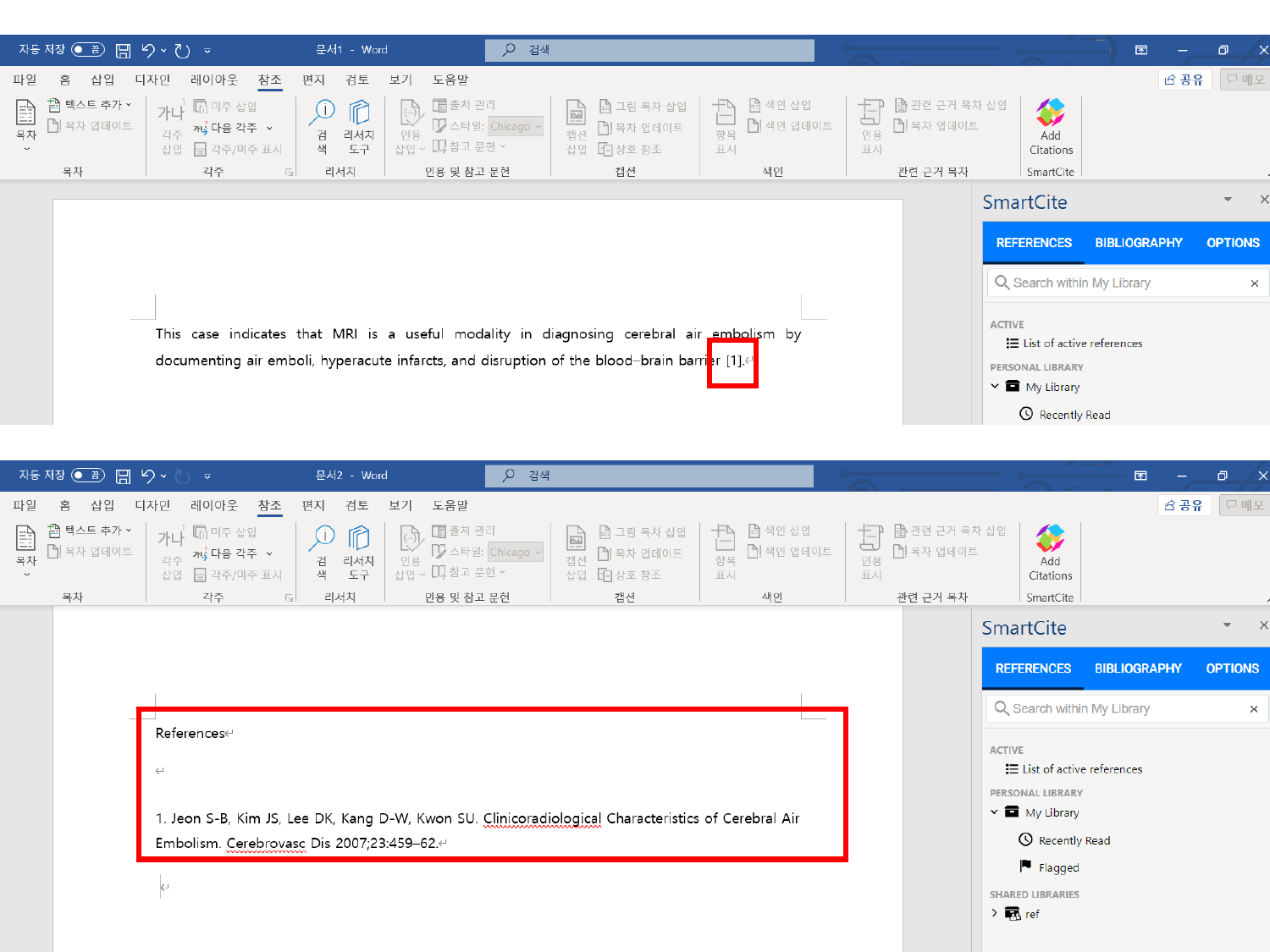파일 홈 삽입 디자인 레이아웃 참조 편지 검토 보기 도움말

This case indicates that MRI is a useful modality in diagnosing cerebral air embolism by documenting air emboli, hyperacute infarcts, and disruption of the blood–brain barrier [1].

SmartCite

REFERENCES BIBLIOGRAPHY OPTIONS

Search within My Library

ACTIVE

List of active references

PERSONAL LIBRARY

My Library

Recently Read

References

1. Jeon S-B, Kim JS, Lee DK, Kang D-W, Kwon SU. Clinicoradiological Characteristics of Cerebral Air Embolism. Cerebrovasc Dis 2007;23:459–62.

SmartCite

REFERENCES BIBLIOGRAPHY OPTIONS

Search within My Library

ACTIVE

List of active references

PERSONAL LIBRARY

My Library

Recently Read

Flagged

SHARED LIBRARIES

ref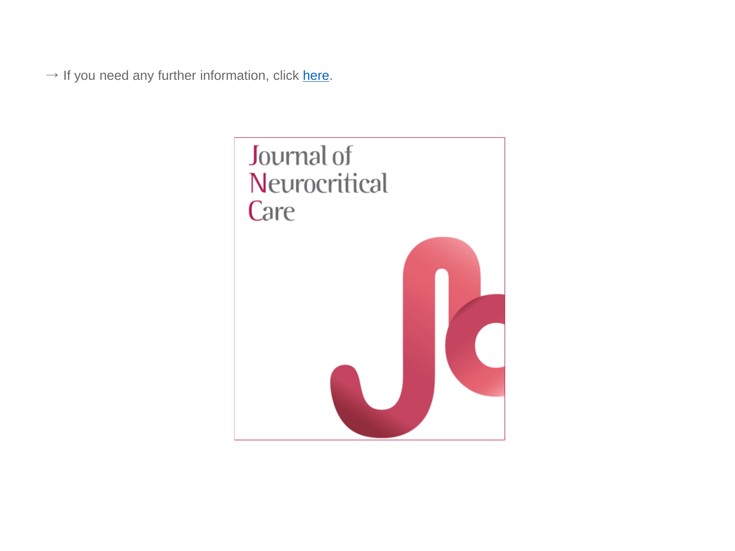→ If you need any further information, click here.

Journal of
Neurocritical
Care